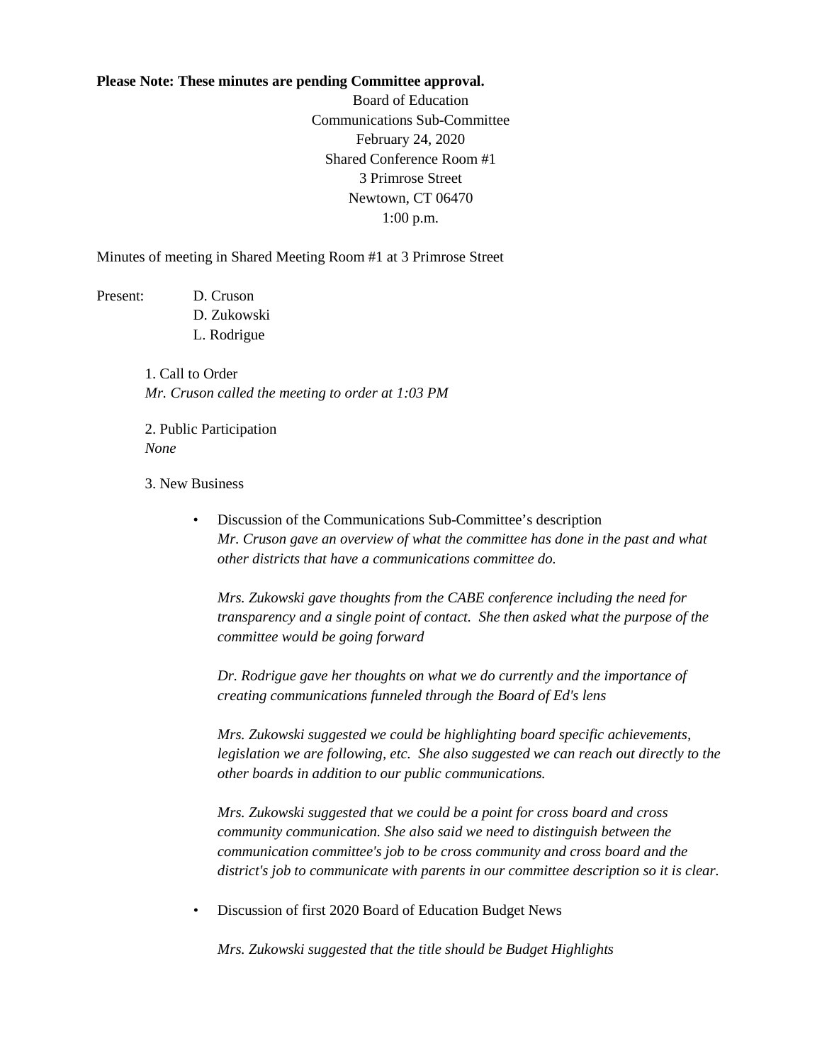**Please Note: These minutes are pending Committee approval.**

Board of Education
Communications Sub-Committee
February 24, 2020
Shared Conference Room #1
3 Primrose Street
Newtown, CT 06470
1:00 p.m.

Minutes of meeting in Shared Meeting Room #1 at 3 Primrose Street

Present: D. Cruson
D. Zukowski
L. Rodrigue

1. Call to Order
*Mr. Cruson called the meeting to order at 1:03 PM*

2. Public Participation
*None*

3. New Business

- Discussion of the Communications Sub-Committee's description
  *Mr. Cruson gave an overview of what the committee has done in the past and what other districts that have a communications committee do.*

  *Mrs. Zukowski gave thoughts from the CABE conference including the need for transparency and a single point of contact. She then asked what the purpose of the committee would be going forward*

  *Dr. Rodrigue gave her thoughts on what we do currently and the importance of creating communications funneled through the Board of Ed's lens*

  *Mrs. Zukowski suggested we could be highlighting board specific achievements, legislation we are following, etc. She also suggested we can reach out directly to the other boards in addition to our public communications.*

  *Mrs. Zukowski suggested that we could be a point for cross board and cross community communication. She also said we need to distinguish between the communication committee's job to be cross community and cross board and the district's job to communicate with parents in our committee description so it is clear.*

- Discussion of first 2020 Board of Education Budget News

  *Mrs. Zukowski suggested that the title should be Budget Highlights*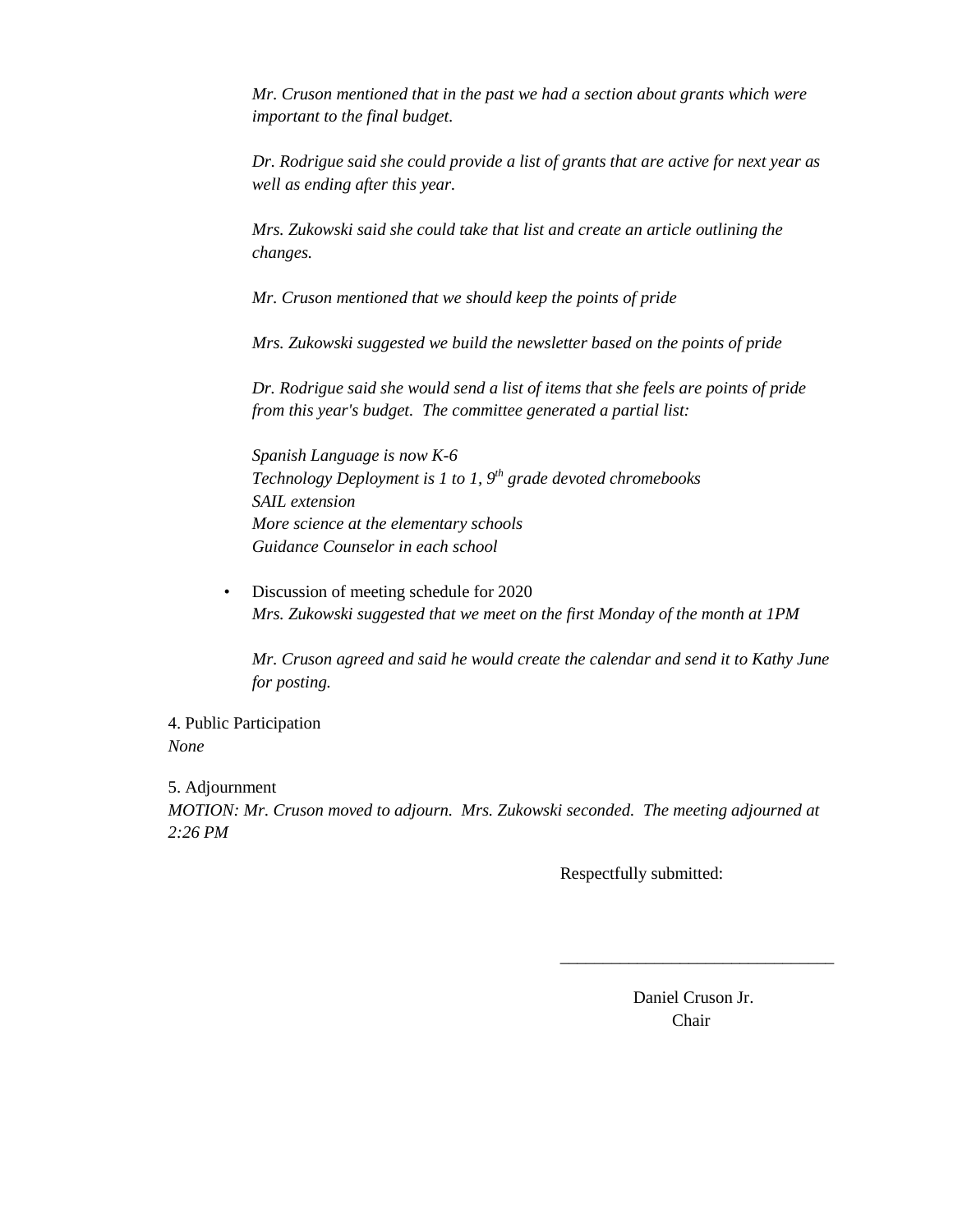*Mr. Cruson mentioned that in the past we had a section about grants which were important to the final budget.*

*Dr. Rodrigue said she could provide a list of grants that are active for next year as well as ending after this year.*

*Mrs. Zukowski said she could take that list and create an article outlining the changes.*

*Mr. Cruson mentioned that we should keep the points of pride*

*Mrs. Zukowski suggested we build the newsletter based on the points of pride*

*Dr. Rodrigue said she would send a list of items that she feels are points of pride from this year's budget. The committee generated a partial list:*

*Spanish Language is now K-6*
*Technology Deployment is 1 to 1, 9th grade devoted chromebooks*
*SAIL extension*
*More science at the elementary schools*
*Guidance Counselor in each school*

- Discussion of meeting schedule for 2020
  *Mrs. Zukowski suggested that we meet on the first Monday of the month at 1PM*

  *Mr. Cruson agreed and said he would create the calendar and send it to Kathy June for posting.*

4. Public Participation
*None*

5. Adjournment
*MOTION: Mr. Cruson moved to adjourn. Mrs. Zukowski seconded. The meeting adjourned at 2:26 PM*

Respectfully submitted:

\_\_\_\_\_\_\_\_\_\_\_\_\_\_\_\_\_\_\_\_\_\_\_\_\_\_\_\_\_\_\_\_

Daniel Cruson Jr.
Chair